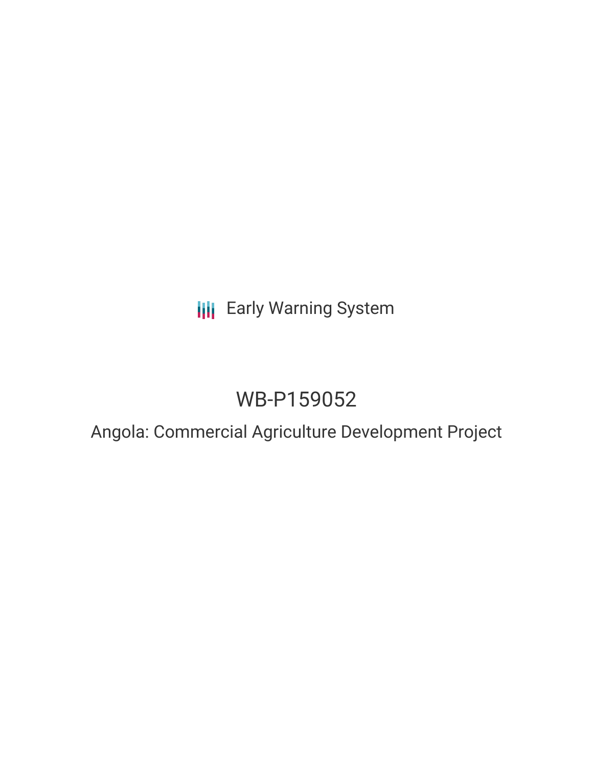Early Warning System

# WB-P159052

## Angola: Commercial Agriculture Development Project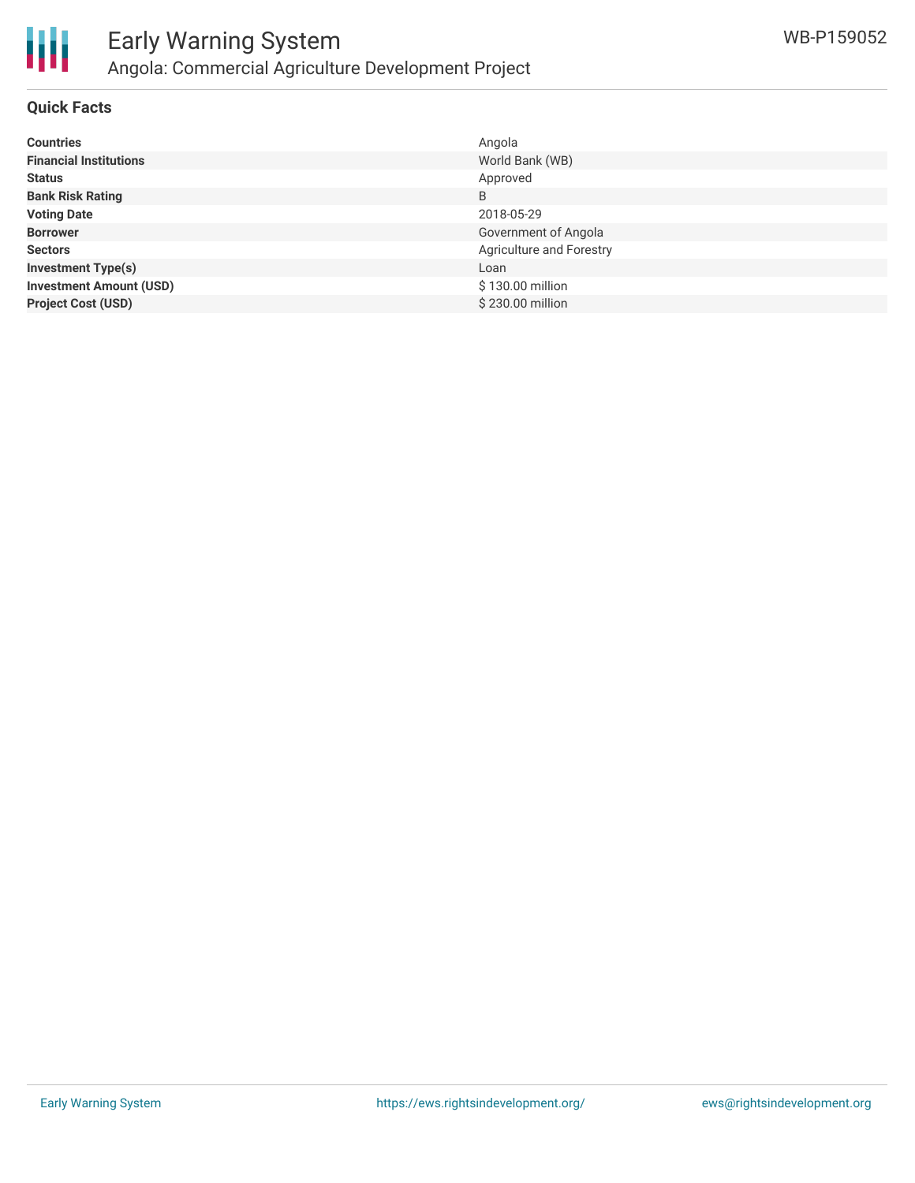## Quick Facts

| | |
|---|---|
| **Countries** | Angola |
| **Financial Institutions** | World Bank (WB) |
| **Status** | Approved |
| **Bank Risk Rating** | B |
| **Voting Date** | 2018-05-29 |
| **Borrower** | Government of Angola |
| **Sectors** | Agriculture and Forestry |
| **Investment Type(s)** | Loan |
| **Investment Amount (USD)** | $ 130.00 million |
| **Project Cost (USD)** | $ 230.00 million |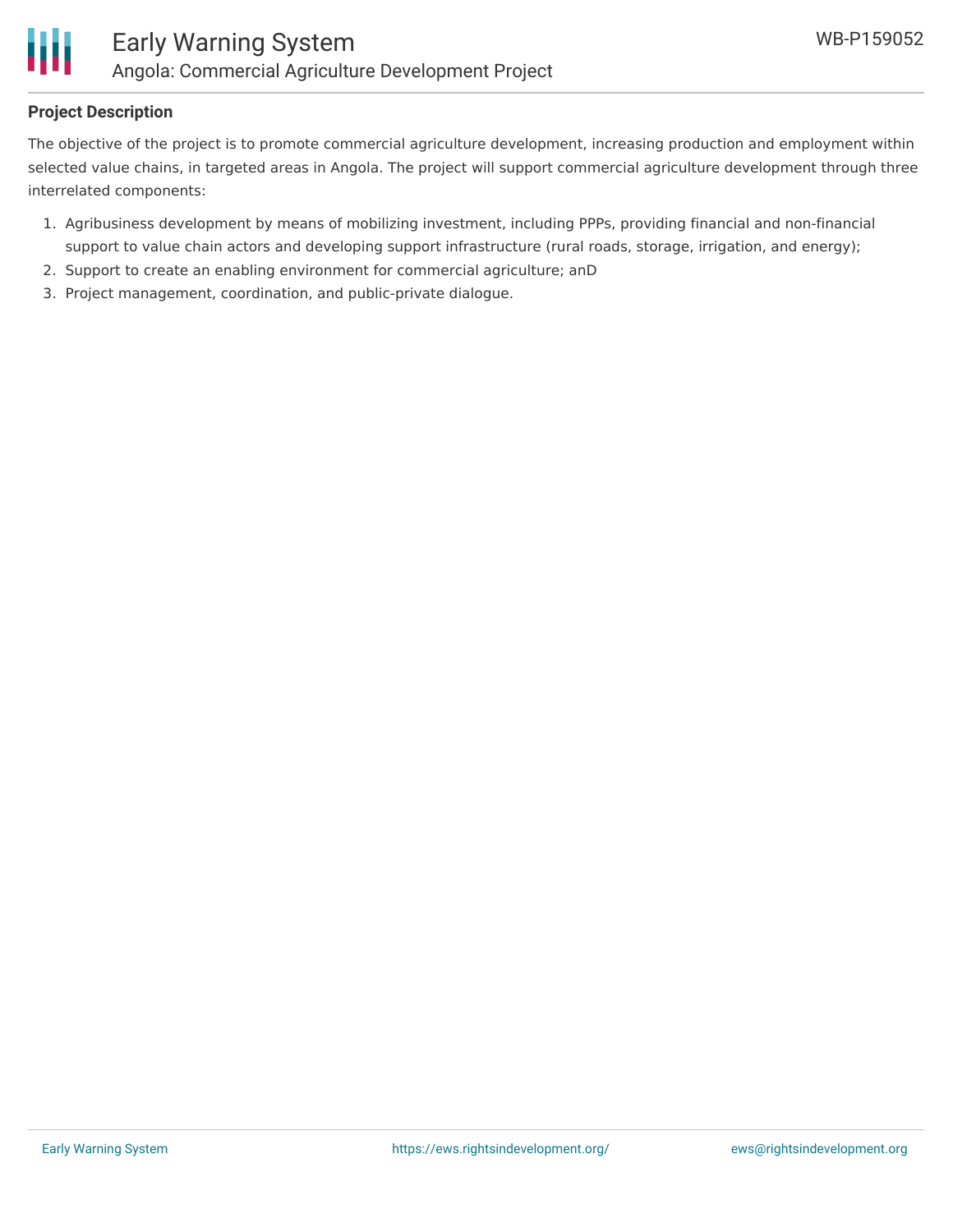## Project Description

The objective of the project is to promote commercial agriculture development, increasing production and employment within selected value chains, in targeted areas in Angola. The project will support commercial agriculture development through three interrelated components:

1. Agribusiness development by means of mobilizing investment, including PPPs, providing financial and non-financial support to value chain actors and developing support infrastructure (rural roads, storage, irrigation, and energy);
2. Support to create an enabling environment for commercial agriculture; anD
3. Project management, coordination, and public-private dialogue.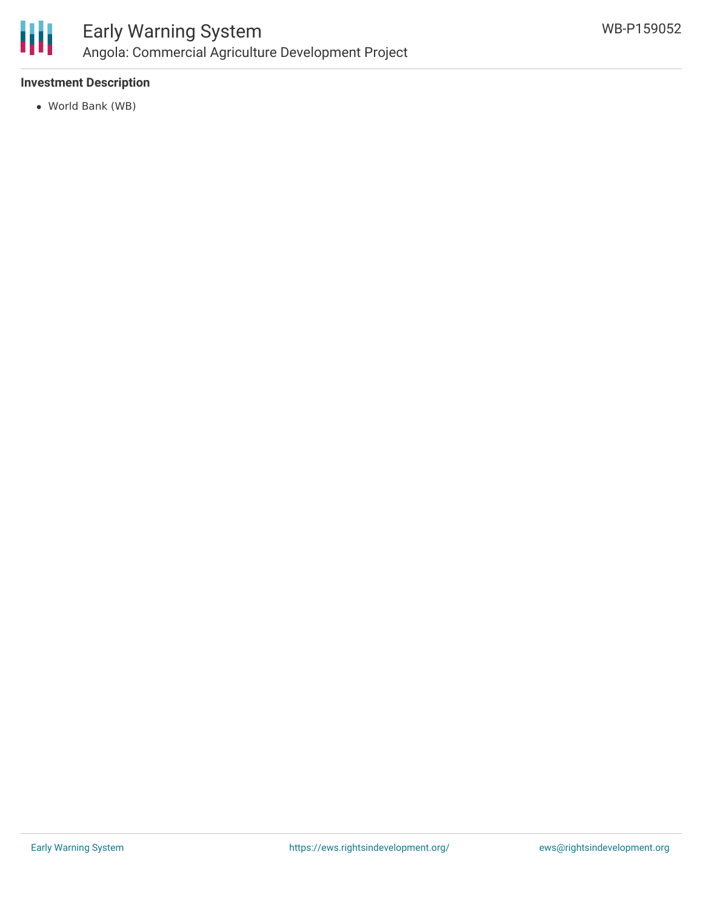### Investment Description

- World Bank (WB)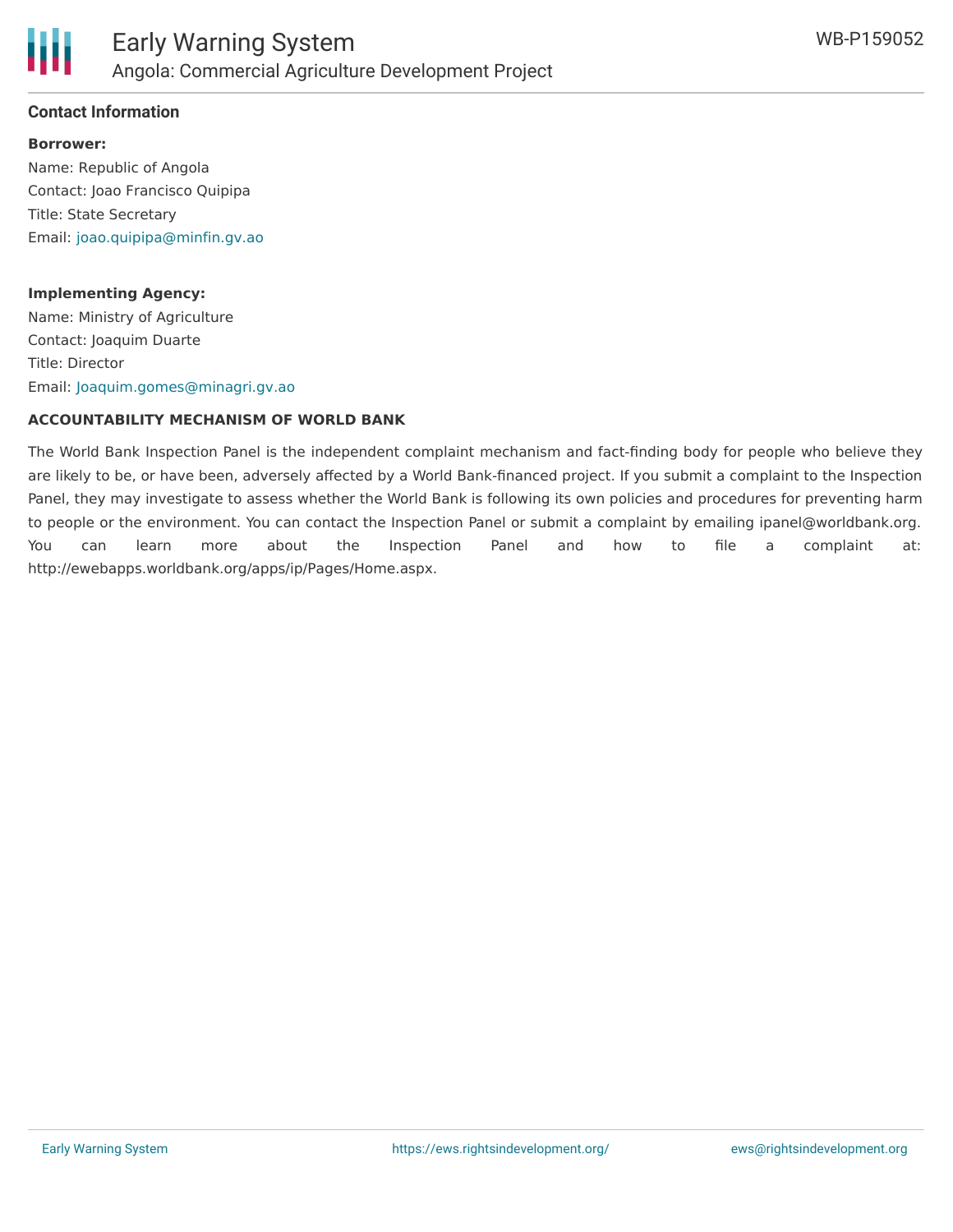## Contact Information

**Borrower:**

Name: Republic of Angola
Contact: Joao Francisco Quipipa
Title: State Secretary
Email: joao.quipipa@minfin.gv.ao

**Implementing Agency:**

Name: Ministry of Agriculture
Contact: Joaquim Duarte
Title: Director
Email: Joaquim.gomes@minagri.gv.ao

**ACCOUNTABILITY MECHANISM OF WORLD BANK**

The World Bank Inspection Panel is the independent complaint mechanism and fact-finding body for people who believe they are likely to be, or have been, adversely affected by a World Bank-financed project. If you submit a complaint to the Inspection Panel, they may investigate to assess whether the World Bank is following its own policies and procedures for preventing harm to people or the environment. You can contact the Inspection Panel or submit a complaint by emailing ipanel@worldbank.org. You can learn more about the Inspection Panel and how to file a complaint at: http://ewebapps.worldbank.org/apps/ip/Pages/Home.aspx.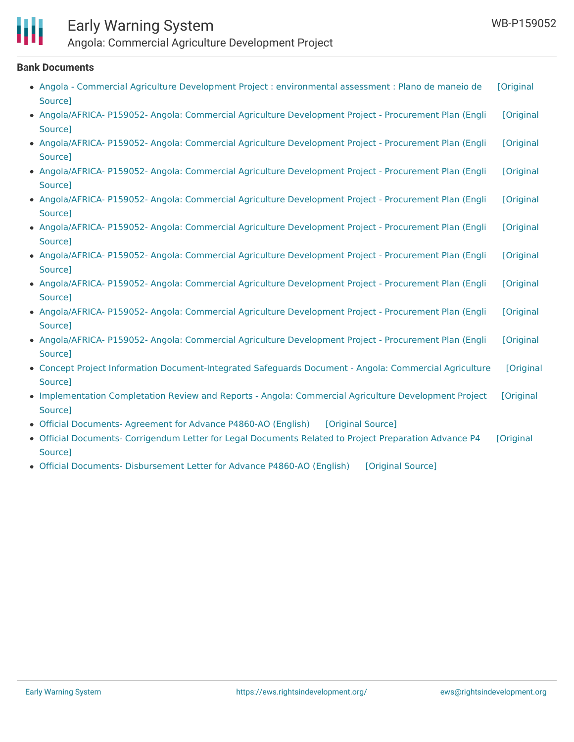**Bank Documents**

- Angola - Commercial Agriculture Development Project : environmental assessment : Plano de maneio de [Original Source]
- Angola/AFRICA- P159052- Angola: Commercial Agriculture Development Project - Procurement Plan (Engli [Original Source]
- Angola/AFRICA- P159052- Angola: Commercial Agriculture Development Project - Procurement Plan (Engli [Original Source]
- Angola/AFRICA- P159052- Angola: Commercial Agriculture Development Project - Procurement Plan (Engli [Original Source]
- Angola/AFRICA- P159052- Angola: Commercial Agriculture Development Project - Procurement Plan (Engli [Original Source]
- Angola/AFRICA- P159052- Angola: Commercial Agriculture Development Project - Procurement Plan (Engli [Original Source]
- Angola/AFRICA- P159052- Angola: Commercial Agriculture Development Project - Procurement Plan (Engli [Original Source]
- Angola/AFRICA- P159052- Angola: Commercial Agriculture Development Project - Procurement Plan (Engli [Original Source]
- Angola/AFRICA- P159052- Angola: Commercial Agriculture Development Project - Procurement Plan (Engli [Original Source]
- Angola/AFRICA- P159052- Angola: Commercial Agriculture Development Project - Procurement Plan (Engli [Original Source]
- Concept Project Information Document-Integrated Safeguards Document - Angola: Commercial Agriculture [Original Source]
- Implementation Completation Review and Reports - Angola: Commercial Agriculture Development Project [Original Source]
- Official Documents- Agreement for Advance P4860-AO (English) [Original Source]
- Official Documents- Corrigendum Letter for Legal Documents Related to Project Preparation Advance P4 [Original Source]
- Official Documents- Disbursement Letter for Advance P4860-AO (English) [Original Source]